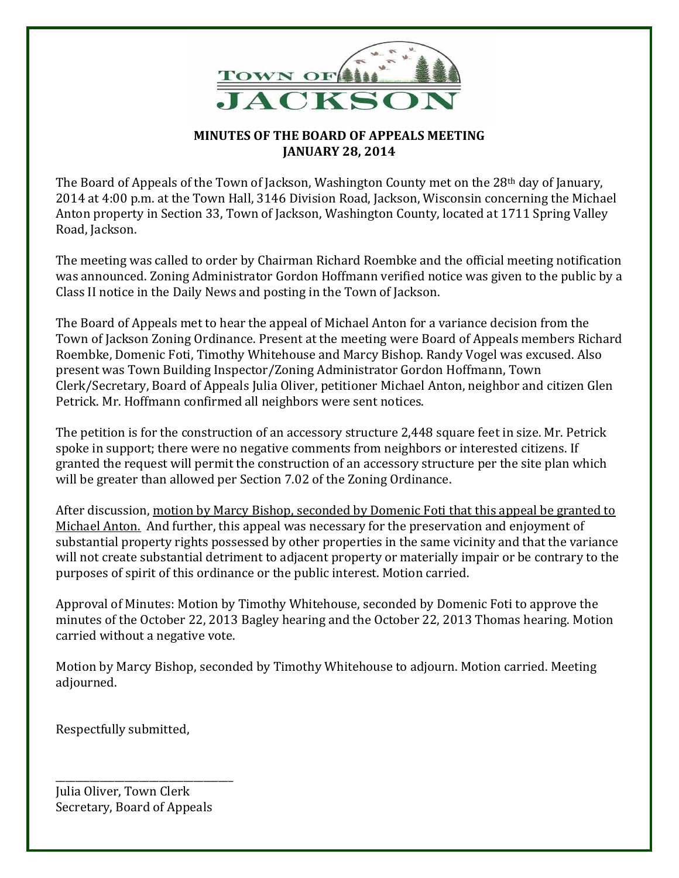TOWN OF JACKSON

**MINUTES OF THE BOARD OF APPEALS MEETING**
**JANUARY 28, 2014**

The Board of Appeals of the Town of Jackson, Washington County met on the 28th day of January, 2014 at 4:00 p.m. at the Town Hall, 3146 Division Road, Jackson, Wisconsin concerning the Michael Anton property in Section 33, Town of Jackson, Washington County, located at 1711 Spring Valley Road, Jackson.

The meeting was called to order by Chairman Richard Roembke and the official meeting notification was announced. Zoning Administrator Gordon Hoffmann verified notice was given to the public by a Class II notice in the Daily News and posting in the Town of Jackson.

The Board of Appeals met to hear the appeal of Michael Anton for a variance decision from the Town of Jackson Zoning Ordinance. Present at the meeting were Board of Appeals members Richard Roembke, Domenic Foti, Timothy Whitehouse and Marcy Bishop. Randy Vogel was excused. Also present was Town Building Inspector/Zoning Administrator Gordon Hoffmann, Town Clerk/Secretary, Board of Appeals Julia Oliver, petitioner Michael Anton, neighbor and citizen Glen Petrick. Mr. Hoffmann confirmed all neighbors were sent notices.

The petition is for the construction of an accessory structure 2,448 square feet in size. Mr. Petrick spoke in support; there were no negative comments from neighbors or interested citizens. If granted the request will permit the construction of an accessory structure per the site plan which will be greater than allowed per Section 7.02 of the Zoning Ordinance.

After discussion, motion by Marcy Bishop, seconded by Domenic Foti that this appeal be granted to Michael Anton. And further, this appeal was necessary for the preservation and enjoyment of substantial property rights possessed by other properties in the same vicinity and that the variance will not create substantial detriment to adjacent property or materially impair or be contrary to the purposes of spirit of this ordinance or the public interest. Motion carried.

Approval of Minutes: Motion by Timothy Whitehouse, seconded by Domenic Foti to approve the minutes of the October 22, 2013 Bagley hearing and the October 22, 2013 Thomas hearing. Motion carried without a negative vote.

Motion by Marcy Bishop, seconded by Timothy Whitehouse to adjourn. Motion carried. Meeting adjourned.

Respectfully submitted,

\_\_\_\_\_\_\_\_\_\_\_\_\_\_\_\_\_\_\_\_\_\_\_\_\_\_\_\_\_\_\_\_\_\_

Julia Oliver, Town Clerk
Secretary, Board of Appeals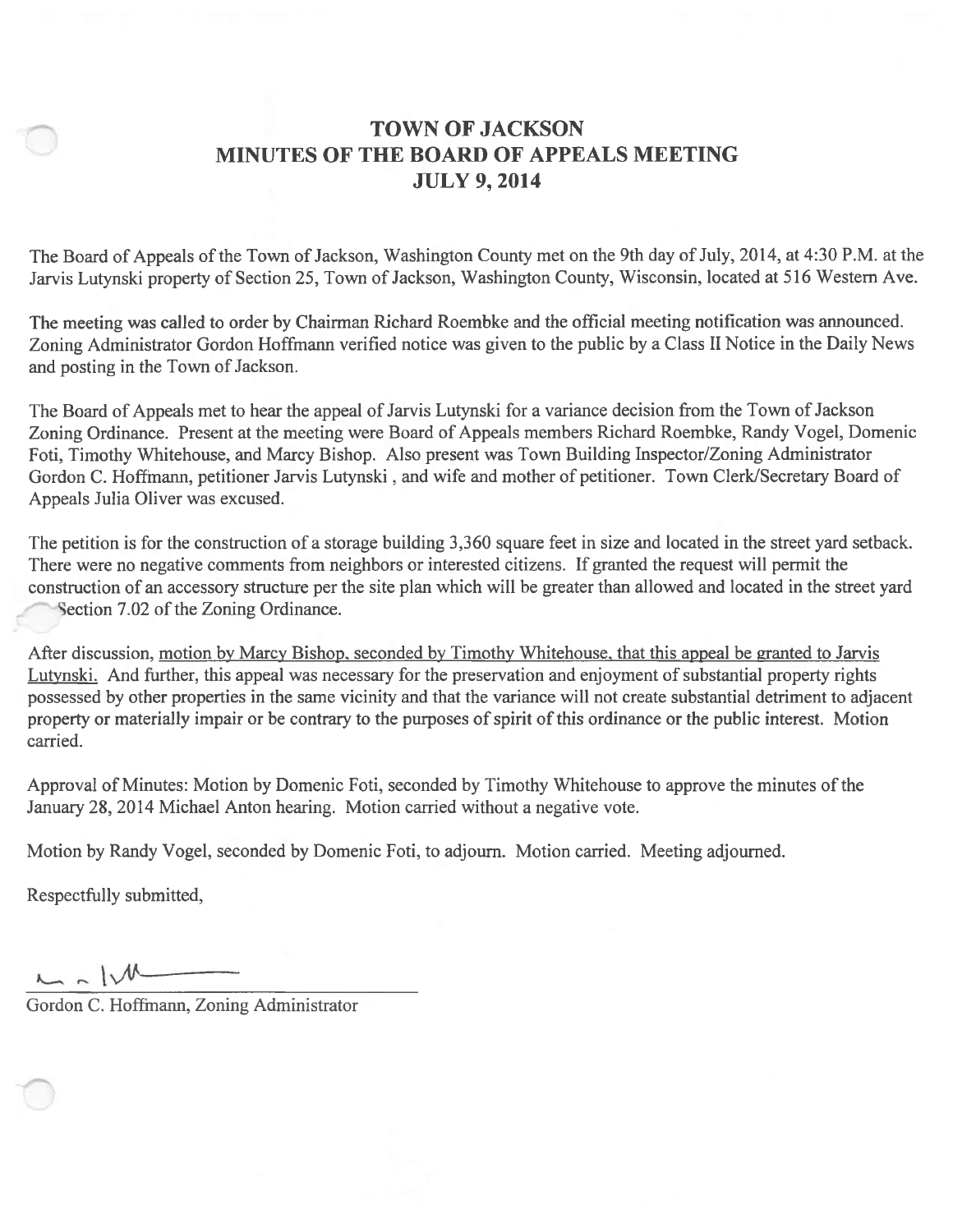# TOWN OF JACKSON
# MINUTES OF THE BOARD OF APPEALS MEETING
# JULY 9, 2014

The Board of Appeals of the Town of Jackson, Washington County met on the 9th day of July, 2014, at 4:30 P.M. at the Jarvis Lutynski property of Section 25, Town of Jackson, Washington County, Wisconsin, located at 516 Western Ave.

The meeting was called to order by Chairman Richard Roembke and the official meeting notification was announced. Zoning Administrator Gordon Hoffmann verified notice was given to the public by a Class II Notice in the Daily News and posting in the Town of Jackson.

The Board of Appeals met to hear the appeal of Jarvis Lutynski for a variance decision from the Town of Jackson Zoning Ordinance. Present at the meeting were Board of Appeals members Richard Roembke, Randy Vogel, Domenic Foti, Timothy Whitehouse, and Marcy Bishop. Also present was Town Building Inspector/Zoning Administrator Gordon C. Hoffmann, petitioner Jarvis Lutynski , and wife and mother of petitioner. Town Clerk/Secretary Board of Appeals Julia Oliver was excused.

The petition is for the construction of a storage building 3,360 square feet in size and located in the street yard setback. There were no negative comments from neighbors or interested citizens. If granted the request will permit the construction of an accessory structure per the site plan which will be greater than allowed and located in the street yard Section 7.02 of the Zoning Ordinance.

After discussion, motion by Marcy Bishop, seconded by Timothy Whitehouse, that this appeal be granted to Jarvis Lutynski. And further, this appeal was necessary for the preservation and enjoyment of substantial property rights possessed by other properties in the same vicinity and that the variance will not create substantial detriment to adjacent property or materially impair or be contrary to the purposes of spirit of this ordinance or the public interest. Motion carried.

Approval of Minutes: Motion by Domenic Foti, seconded by Timothy Whitehouse to approve the minutes of the January 28, 2014 Michael Anton hearing. Motion carried without a negative vote.

Motion by Randy Vogel, seconded by Domenic Foti, to adjourn. Motion carried. Meeting adjourned.

Respectfully submitted,

Gordon C. Hoffmann, Zoning Administrator